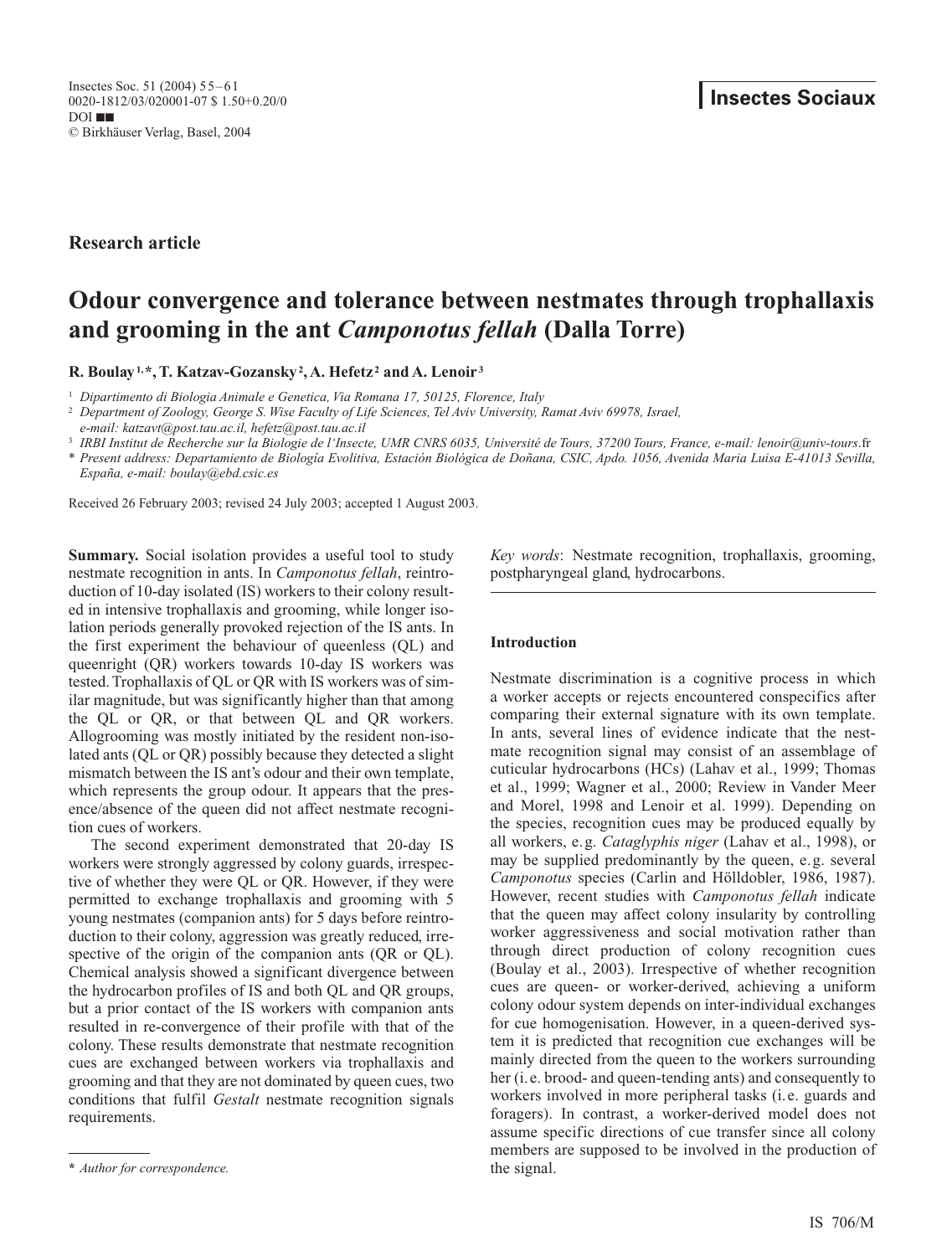Insectes Sociaux

**Research article**

# Odour convergence and tolerance between nestmates through trophallaxis and grooming in the ant *Camponotus fellah* (Dalla Torre)

**R. Boulay [1,*], T. Katzav-Gozansky [2], A. Hefetz [2] and A. Lenoir [3]**

[1] *Dipartimento di Biologia Animale e Genetica, Via Romana 17, 50125, Florence, Italy*

[2] *Department of Zoology, George S. Wise Faculty of Life Sciences, Tel Aviv University, Ramat Aviv 69978, Israel, e-mail: katzavt@post.tau.ac.il, hefetz@post.tau.ac.il*

[3] *IRBI Institut de Recherche sur la Biologie de l'Insecte, UMR CNRS 6035, Université de Tours, 37200 Tours, France, e-mail: lenoir@univ-tours.fr*

\* *Present address: Departamiento de Biología Evolitiva, Estación Biológica de Doñana, CSIC, Apdo. 1056, Avenida Maria Luisa E-41013 Sevilla, España, e-mail: boulay@ebd.csic.es*

Received 26 February 2003; revised 24 July 2003; accepted 1 August 2003.

**Summary.** Social isolation provides a useful tool to study nestmate recognition in ants. In *Camponotus fellah*, reintroduction of 10-day isolated (IS) workers to their colony resulted in intensive trophallaxis and grooming, while longer isolation periods generally provoked rejection of the IS ants. In the first experiment the behaviour of queenless (QL) and queenright (QR) workers towards 10-day IS workers was tested. Trophallaxis of QL or QR with IS workers was of similar magnitude, but was significantly higher than that among the QL or QR, or that between QL and QR workers. Allogrooming was mostly initiated by the resident non-isolated ants (QL or QR) possibly because they detected a slight mismatch between the IS ant's odour and their own template, which represents the group odour. It appears that the presence/absence of the queen did not affect nestmate recognition cues of workers.

The second experiment demonstrated that 20-day IS workers were strongly aggressed by colony guards, irrespective of whether they were QL or QR. However, if they were permitted to exchange trophallaxis and grooming with 5 young nestmates (companion ants) for 5 days before reintroduction to their colony, aggression was greatly reduced, irrespective of the origin of the companion ants (QR or QL). Chemical analysis showed a significant divergence between the hydrocarbon profiles of IS and both QL and QR groups, but a prior contact of the IS workers with companion ants resulted in re-convergence of their profile with that of the colony. These results demonstrate that nestmate recognition cues are exchanged between workers via trophallaxis and grooming and that they are not dominated by queen cues, two conditions that fulfil *Gestalt* nestmate recognition signals requirements.

*Key words*: Nestmate recognition, trophallaxis, grooming, postpharyngeal gland, hydrocarbons.

## Introduction

Nestmate discrimination is a cognitive process in which a worker accepts or rejects encountered conspecifics after comparing their external signature with its own template. In ants, several lines of evidence indicate that the nestmate recognition signal may consist of an assemblage of cuticular hydrocarbons (HCs) (Lahav et al., 1999; Thomas et al., 1999; Wagner et al., 2000; Review in Vander Meer and Morel, 1998 and Lenoir et al. 1999). Depending on the species, recognition cues may be produced equally by all workers, e.g. *Cataglyphis niger* (Lahav et al., 1998), or may be supplied predominantly by the queen, e.g. several *Camponotus* species (Carlin and Hölldobler, 1986, 1987). However, recent studies with *Camponotus fellah* indicate that the queen may affect colony insularity by controlling worker aggressiveness and social motivation rather than through direct production of colony recognition cues (Boulay et al., 2003). Irrespective of whether recognition cues are queen- or worker-derived, achieving a uniform colony odour system depends on inter-individual exchanges for cue homogenisation. However, in a queen-derived system it is predicted that recognition cue exchanges will be mainly directed from the queen to the workers surrounding her (i.e. brood- and queen-tending ants) and consequently to workers involved in more peripheral tasks (i.e. guards and foragers). In contrast, a worker-derived model does not assume specific directions of cue transfer since all colony members are supposed to be involved in the production of the signal.

\* *Author for correspondence.*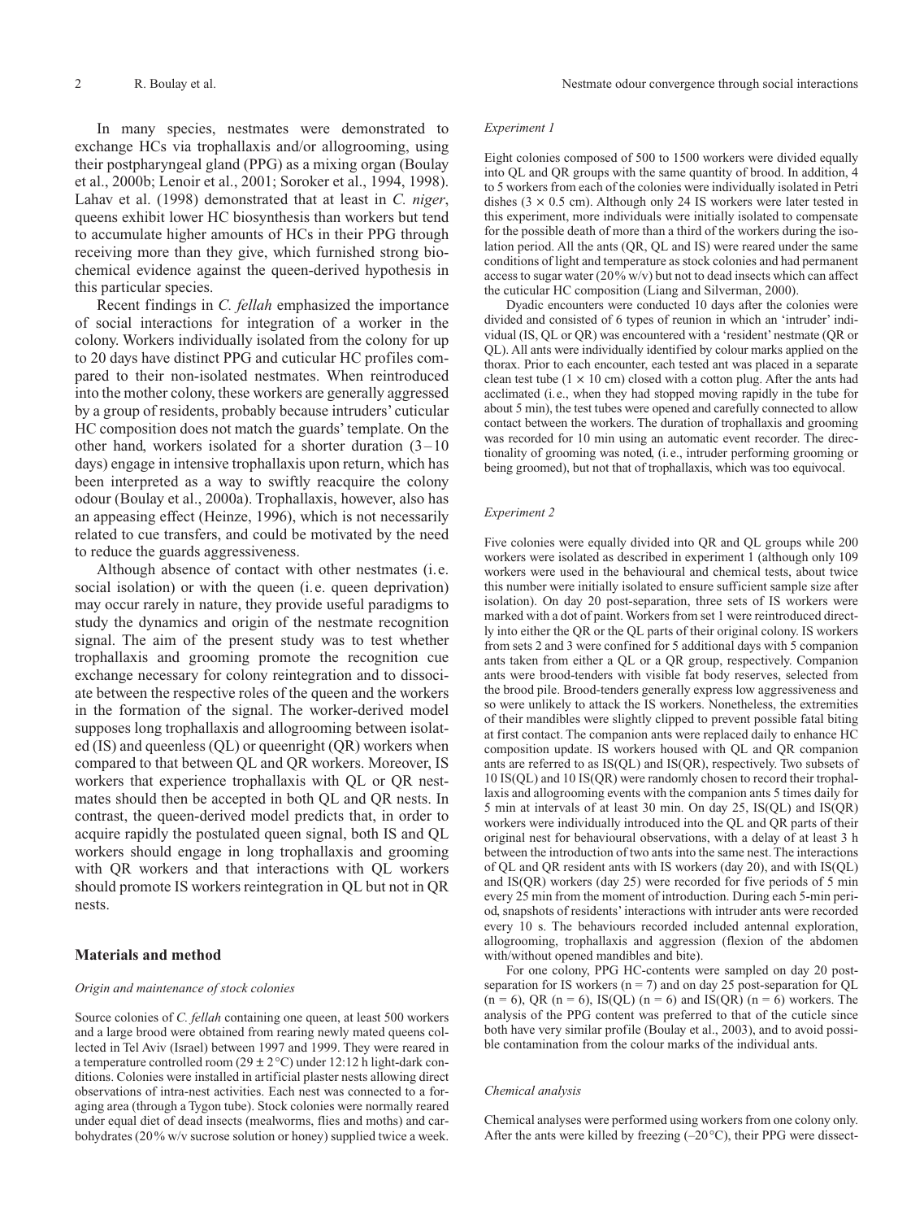In many species, nestmates were demonstrated to exchange HCs via trophallaxis and/or allogrooming, using their postpharyngeal gland (PPG) as a mixing organ (Boulay et al., 2000b; Lenoir et al., 2001; Soroker et al., 1994, 1998). Lahav et al. (1998) demonstrated that at least in *C. niger*, queens exhibit lower HC biosynthesis than workers but tend to accumulate higher amounts of HCs in their PPG through receiving more than they give, which furnished strong biochemical evidence against the queen-derived hypothesis in this particular species.

Recent findings in *C. fellah* emphasized the importance of social interactions for integration of a worker in the colony. Workers individually isolated from the colony for up to 20 days have distinct PPG and cuticular HC profiles compared to their non-isolated nestmates. When reintroduced into the mother colony, these workers are generally aggressed by a group of residents, probably because intruders' cuticular HC composition does not match the guards' template. On the other hand, workers isolated for a shorter duration (3–10 days) engage in intensive trophallaxis upon return, which has been interpreted as a way to swiftly reacquire the colony odour (Boulay et al., 2000a). Trophallaxis, however, also has an appeasing effect (Heinze, 1996), which is not necessarily related to cue transfers, and could be motivated by the need to reduce the guards aggressiveness.

Although absence of contact with other nestmates (i.e. social isolation) or with the queen (i.e. queen deprivation) may occur rarely in nature, they provide useful paradigms to study the dynamics and origin of the nestmate recognition signal. The aim of the present study was to test whether trophallaxis and grooming promote the recognition cue exchange necessary for colony reintegration and to dissociate between the respective roles of the queen and the workers in the formation of the signal. The worker-derived model supposes long trophallaxis and allogrooming between isolated (IS) and queenless (QL) or queenright (QR) workers when compared to that between QL and QR workers. Moreover, IS workers that experience trophallaxis with QL or QR nestmates should then be accepted in both QL and QR nests. In contrast, the queen-derived model predicts that, in order to acquire rapidly the postulated queen signal, both IS and QL workers should engage in long trophallaxis and grooming with QR workers and that interactions with QL workers should promote IS workers reintegration in QL but not in QR nests.

## Materials and method

### *Origin and maintenance of stock colonies*

Source colonies of *C. fellah* containing one queen, at least 500 workers and a large brood were obtained from rearing newly mated queens collected in Tel Aviv (Israel) between 1997 and 1999. They were reared in a temperature controlled room (29 ± 2 °C) under 12:12 h light-dark conditions. Colonies were installed in artificial plaster nests allowing direct observations of intra-nest activities. Each nest was connected to a foraging area (through a Tygon tube). Stock colonies were normally reared under equal diet of dead insects (mealworms, flies and moths) and carbohydrates (20% w/v sucrose solution or honey) supplied twice a week.

### *Experiment 1*

Eight colonies composed of 500 to 1500 workers were divided equally into QL and QR groups with the same quantity of brood. In addition, 4 to 5 workers from each of the colonies were individually isolated in Petri dishes (3 × 0.5 cm). Although only 24 IS workers were later tested in this experiment, more individuals were initially isolated to compensate for the possible death of more than a third of the workers during the isolation period. All the ants (QR, QL and IS) were reared under the same conditions of light and temperature as stock colonies and had permanent access to sugar water (20% w/v) but not to dead insects which can affect the cuticular HC composition (Liang and Silverman, 2000).

Dyadic encounters were conducted 10 days after the colonies were divided and consisted of 6 types of reunion in which an 'intruder' individual (IS, QL or QR) was encountered with a 'resident' nestmate (QR or QL). All ants were individually identified by colour marks applied on the thorax. Prior to each encounter, each tested ant was placed in a separate clean test tube (1 × 10 cm) closed with a cotton plug. After the ants had acclimated (i.e., when they had stopped moving rapidly in the tube for about 5 min), the test tubes were opened and carefully connected to allow contact between the workers. The duration of trophallaxis and grooming was recorded for 10 min using an automatic event recorder. The directionality of grooming was noted, (i.e., intruder performing grooming or being groomed), but not that of trophallaxis, which was too equivocal.

### *Experiment 2*

Five colonies were equally divided into QR and QL groups while 200 workers were isolated as described in experiment 1 (although only 109 workers were used in the behavioural and chemical tests, about twice this number were initially isolated to ensure sufficient sample size after isolation). On day 20 post-separation, three sets of IS workers were marked with a dot of paint. Workers from set 1 were reintroduced directly into either the QR or the QL parts of their original colony. IS workers from sets 2 and 3 were confined for 5 additional days with 5 companion ants taken from either a QL or a QR group, respectively. Companion ants were brood-tenders with visible fat body reserves, selected from the brood pile. Brood-tenders generally express low aggressiveness and so were unlikely to attack the IS workers. Nonetheless, the extremities of their mandibles were slightly clipped to prevent possible fatal biting at first contact. The companion ants were replaced daily to enhance HC composition update. IS workers housed with QL and QR companion ants are referred to as IS(QL) and IS(QR), respectively. Two subsets of 10 IS(QL) and 10 IS(QR) were randomly chosen to record their trophallaxis and allogrooming events with the companion ants 5 times daily for 5 min at intervals of at least 30 min. On day 25, IS(QL) and IS(QR) workers were individually introduced into the QL and QR parts of their original nest for behavioural observations, with a delay of at least 3 h between the introduction of two ants into the same nest. The interactions of QL and QR resident ants with IS workers (day 20), and with IS(QL) and IS(QR) workers (day 25) were recorded for five periods of 5 min every 25 min from the moment of introduction. During each 5-min period, snapshots of residents' interactions with intruder ants were recorded every 10 s. The behaviours recorded included antennal exploration, allogrooming, trophallaxis and aggression (flexion of the abdomen with/without opened mandibles and bite).

For one colony, PPG HC-contents were sampled on day 20 post-separation for IS workers (n = 7) and on day 25 post-separation for QL (n = 6), QR (n = 6), IS(QL) (n = 6) and IS(QR) (n = 6) workers. The analysis of the PPG content was preferred to that of the cuticle since both have very similar profile (Boulay et al., 2003), and to avoid possible contamination from the colour marks of the individual ants.

### *Chemical analysis*

Chemical analyses were performed using workers from one colony only. After the ants were killed by freezing (–20 °C), their PPG were dissect-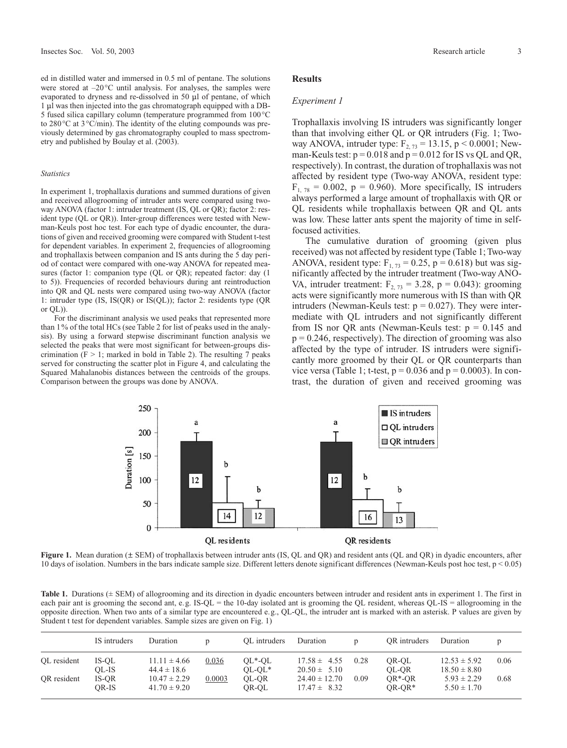ed in distilled water and immersed in 0.5 ml of pentane. The solutions were stored at –20 °C until analysis. For analyses, the samples were evaporated to dryness and re-dissolved in 50 µl of pentane, of which 1 µl was then injected into the gas chromatograph equipped with a DB-5 fused silica capillary column (temperature programmed from 100 °C to 280 °C at 3 °C/min). The identity of the eluting compounds was previously determined by gas chromatography coupled to mass spectrometry and published by Boulay et al. (2003).

### *Statistics*

In experiment 1, trophallaxis durations and summed durations of given and received allogrooming of intruder ants were compared using two-way ANOVA (factor 1: intruder treatment (IS, QL or QR); factor 2: resident type (QL or QR)). Inter-group differences were tested with Newman-Keuls post hoc test. For each type of dyadic encounter, the durations of given and received grooming were compared with Student t-test for dependent variables. In experiment 2, frequencies of allogrooming and trophallaxis between companion and IS ants during the 5 day period of contact were compared with one-way ANOVA for repeated measures (factor 1: companion type (QL or QR); repeated factor: day (1 to 5)). Frequencies of recorded behaviours during ant reintroduction into QR and QL nests were compared using two-way ANOVA (factor 1: intruder type (IS, IS(QR) or IS(QL)); factor 2: residents type (QR or QL)).

For the discriminant analysis we used peaks that represented more than 1% of the total HCs (see Table 2 for list of peaks used in the analysis). By using a forward stepwise discriminant function analysis we selected the peaks that were most significant for between-groups discrimination (F > 1; marked in bold in Table 2). The resulting 7 peaks served for constructing the scatter plot in Figure 4, and calculating the Squared Mahalanobis distances between the centroids of the groups. Comparison between the groups was done by ANOVA.

## Results

### *Experiment 1*

Trophallaxis involving IS intruders was significantly longer than that involving either QL or QR intruders (Fig. 1; Two-way ANOVA, intruder type: $F_{2, 73} = 13.15$, $p < 0.0001$; Newman-Keuls test: $p = 0.018$ and $p = 0.012$ for IS vs QL and QR, respectively). In contrast, the duration of trophallaxis was not affected by resident type (Two-way ANOVA, resident type: $F_{1, 78} = 0.002$, $p = 0.960$). More specifically, IS intruders always performed a large amount of trophallaxis with QR or QL residents while trophallaxis between QR and QL ants was low. These latter ants spent the majority of time in self-focused activities.

The cumulative duration of grooming (given plus received) was not affected by resident type (Table 1; Two-way ANOVA, resident type: $F_{1, 73} = 0.25$, $p = 0.618$) but was significantly affected by the intruder treatment (Two-way ANOVA, intruder treatment: $F_{2, 73} = 3.28$, $p = 0.043$): grooming acts were significantly more numerous with IS than with QR intruders (Newman-Keuls test: $p = 0.027$). They were intermediate with QL intruders and not significantly different from IS nor QR ants (Newman-Keuls test: $p = 0.145$ and $p = 0.246$, respectively). The direction of grooming was also affected by the type of intruder. IS intruders were significantly more groomed by their QL or QR counterparts than vice versa (Table 1; t-test, $p = 0.036$ and $p = 0.0003$). In contrast, the duration of given and received grooming was

**Figure 1.** Mean duration (± SEM) of trophallaxis between intruder ants (IS, QL and QR) and resident ants (QL and QR) in dyadic encounters, after 10 days of isolation. Numbers in the bars indicate sample size. Different letters denote significant differences (Newman-Keuls post hoc test, $p < 0.05$)

**Table 1.** Durations (± SEM) of allogrooming and its direction in dyadic encounters between intruder and resident ants in experiment 1. The first in each pair ant is grooming the second ant, e.g. IS-QL = the 10-day isolated ant is grooming the QL resident, whereas QL-IS = allogrooming in the opposite direction. When two ants of a similar type are encountered e.g., QL-QL, the intruder ant is marked with an asterisk. P values are given by Student t test for dependent variables. Sample sizes are given on Fig. 1)

| | IS intruders | Duration | p | QL intruders | Duration | p | QR intruders | Duration | p |
|---|---|---|---|---|---|---|---|---|---|
| QL resident | IS-QL | 11.11 ± 4.66 | <u>0.036</u> | QL*-QL | 17.58 ± 4.55 | 0.28 | QR-QL | 12.53 ± 5.92 | 0.06 |
| | QL-IS | 44.4 ± 18.6 | | QL-QL* | 20.50 ± 5.10 | | QL-QR | 18.50 ± 8.80 | |
| QR resident | IS-QR | 10.47 ± 2.29 | <u>0.0003</u> | QL-QR | 24.40 ± 12.70 | 0.09 | QR*-QR | 5.93 ± 2.29 | 0.68 |
| | QR-IS | 41.70 ± 9.20 | | QR-QL | 17.47 ± 8.32 | | QR-QR* | 5.50 ± 1.70 | |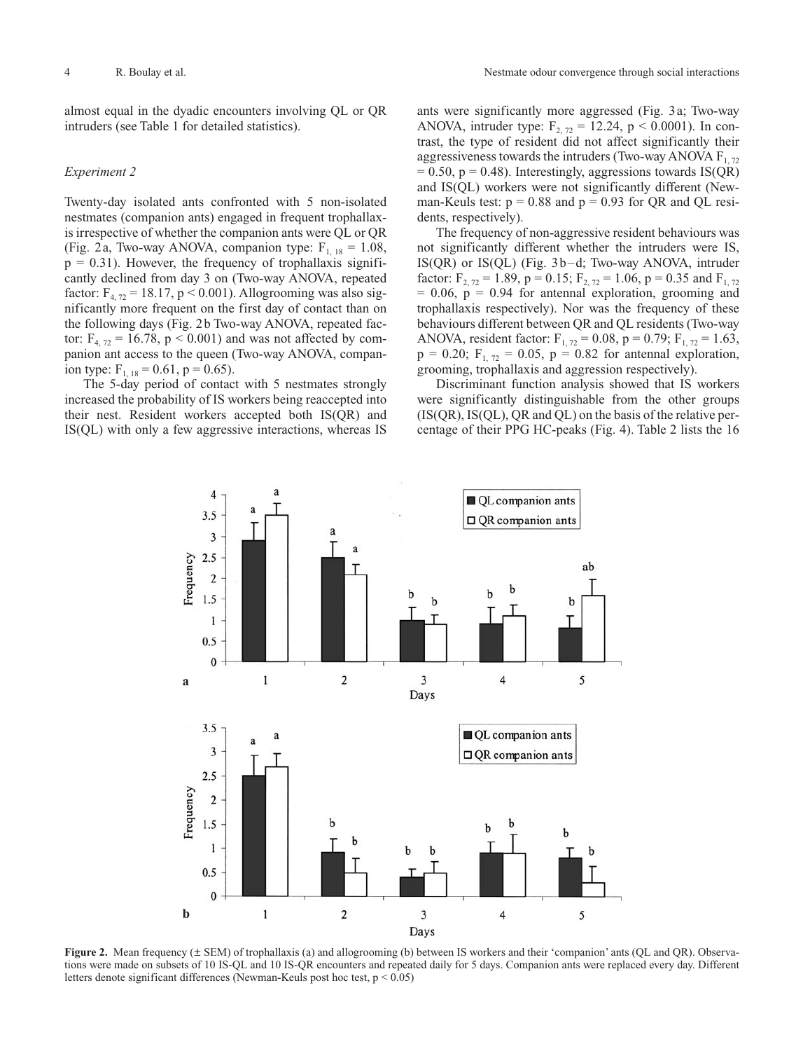almost equal in the dyadic encounters involving QL or QR intruders (see Table 1 for detailed statistics).

### *Experiment 2*

Twenty-day isolated ants confronted with 5 non-isolated nestmates (companion ants) engaged in frequent trophallaxis irrespective of whether the companion ants were QL or QR (Fig. 2a, Two-way ANOVA, companion type: $F_{1, 18} = 1.08$, $p = 0.31$). However, the frequency of trophallaxis significantly declined from day 3 on (Two-way ANOVA, repeated factor: $F_{4, 72} = 18.17$, $p < 0.001$). Allogrooming was also significantly more frequent on the first day of contact than on the following days (Fig. 2b Two-way ANOVA, repeated factor: $F_{4, 72} = 16.78$, $p < 0.001$) and was not affected by companion ant access to the queen (Two-way ANOVA, companion type: $F_{1, 18} = 0.61$, $p = 0.65$).

The 5-day period of contact with 5 nestmates strongly increased the probability of IS workers being reaccepted into their nest. Resident workers accepted both IS(QR) and IS(QL) with only a few aggressive interactions, whereas IS ants were significantly more aggressed (Fig. 3a; Two-way ANOVA, intruder type: $F_{2, 72} = 12.24$, $p < 0.0001$). In contrast, the type of resident did not affect significantly their aggressiveness towards the intruders (Two-way ANOVA $F_{1, 72} = 0.50$, $p = 0.48$). Interestingly, aggressions towards IS(QR) and IS(QL) workers were not significantly different (Newman-Keuls test: $p = 0.88$ and $p = 0.93$ for QR and QL residents, respectively).

The frequency of non-aggressive resident behaviours was not significantly different whether the intruders were IS, IS(QR) or IS(QL) (Fig. 3b–d; Two-way ANOVA, intruder factor: $F_{2, 72} = 1.89$, $p = 0.15$; $F_{2, 72} = 1.06$, $p = 0.35$ and $F_{1, 72} = 0.06$, $p = 0.94$ for antennal exploration, grooming and trophallaxis respectively). Nor was the frequency of these behaviours different between QR and QL residents (Two-way ANOVA, resident factor: $F_{1, 72} = 0.08$, $p = 0.79$; $F_{1, 72} = 1.63$, $p = 0.20$; $F_{1, 72} = 0.05$, $p = 0.82$ for antennal exploration, grooming, trophallaxis and aggression respectively).

Discriminant function analysis showed that IS workers were significantly distinguishable from the other groups (IS(QR), IS(QL), QR and QL) on the basis of the relative percentage of their PPG HC-peaks (Fig. 4). Table 2 lists the 16

**Figure 2.** Mean frequency (± SEM) of trophallaxis (a) and allogrooming (b) between IS workers and their 'companion' ants (QL and QR). Observations were made on subsets of 10 IS-QL and 10 IS-QR encounters and repeated daily for 5 days. Companion ants were replaced every day. Different letters denote significant differences (Newman-Keuls post hoc test, $p < 0.05$)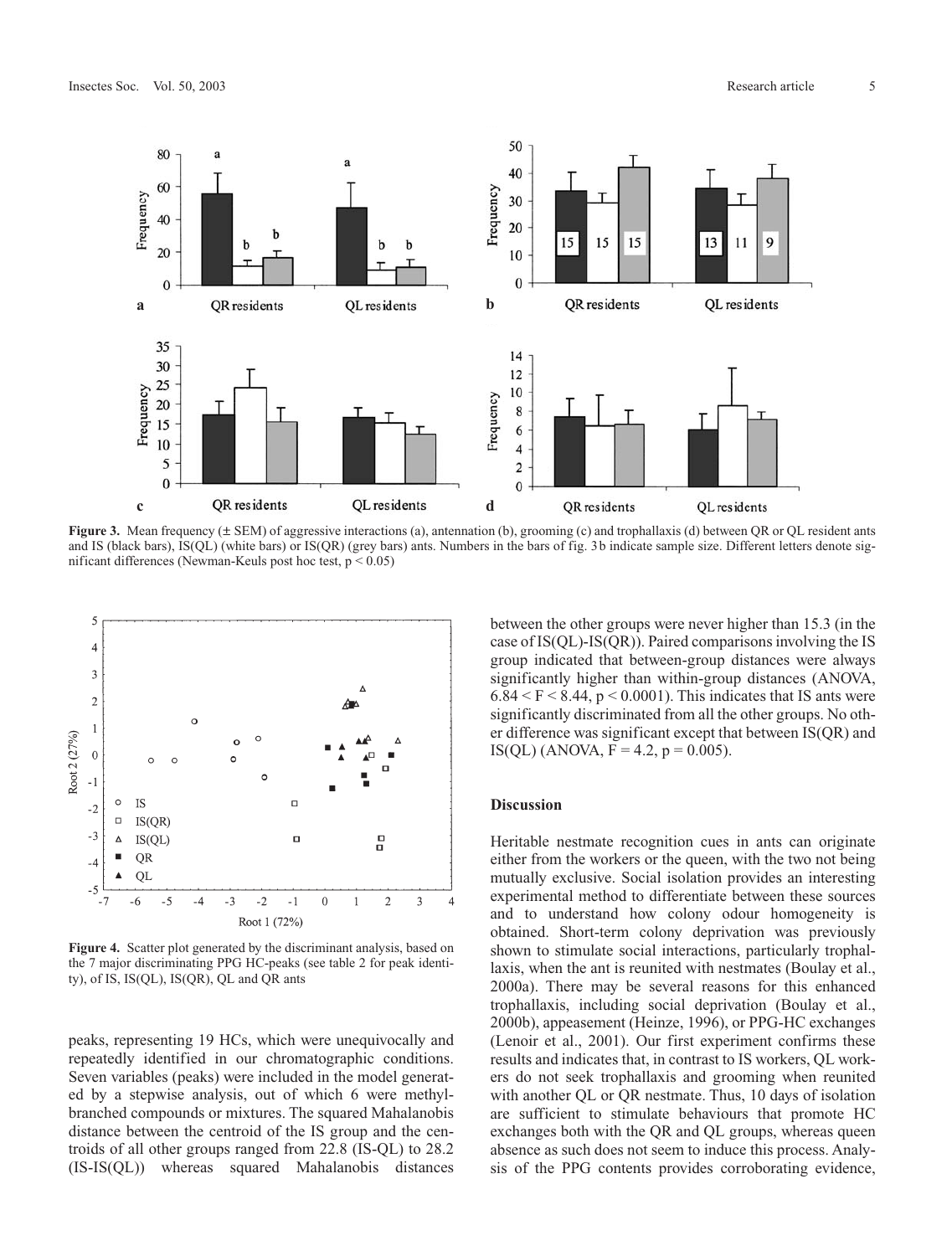**Figure 3.** Mean frequency (± SEM) of aggressive interactions (a), antennation (b), grooming (c) and trophallaxis (d) between QR or QL resident ants and IS (black bars), IS(QL) (white bars) or IS(QR) (grey bars) ants. Numbers in the bars of fig. 3b indicate sample size. Different letters denote significant differences (Newman-Keuls post hoc test, $p < 0.05$)

**Figure 4.** Scatter plot generated by the discriminant analysis, based on the 7 major discriminating PPG HC-peaks (see table 2 for peak identity), of IS, IS(QL), IS(QR), QL and QR ants

peaks, representing 19 HCs, which were unequivocally and repeatedly identified in our chromatographic conditions. Seven variables (peaks) were included in the model generated by a stepwise analysis, out of which 6 were methyl-branched compounds or mixtures. The squared Mahalanobis distance between the centroid of the IS group and the centroids of all other groups ranged from 22.8 (IS-QL) to 28.2 (IS-IS(QL)) whereas squared Mahalanobis distances between the other groups were never higher than 15.3 (in the case of IS(QL)-IS(QR)). Paired comparisons involving the IS group indicated that between-group distances were always significantly higher than within-group distances (ANOVA, $6.84 < F < 8.44$, $p < 0.0001$). This indicates that IS ants were significantly discriminated from all the other groups. No other difference was significant except that between IS(QR) and IS(QL) (ANOVA, $F = 4.2$, $p = 0.005$).

## Discussion

Heritable nestmate recognition cues in ants can originate either from the workers or the queen, with the two not being mutually exclusive. Social isolation provides an interesting experimental method to differentiate between these sources and to understand how colony odour homogeneity is obtained. Short-term colony deprivation was previously shown to stimulate social interactions, particularly trophallaxis, when the ant is reunited with nestmates (Boulay et al., 2000a). There may be several reasons for this enhanced trophallaxis, including social deprivation (Boulay et al., 2000b), appeasement (Heinze, 1996), or PPG-HC exchanges (Lenoir et al., 2001). Our first experiment confirms these results and indicates that, in contrast to IS workers, QL workers do not seek trophallaxis and grooming when reunited with another QL or QR nestmate. Thus, 10 days of isolation are sufficient to stimulate behaviours that promote HC exchanges both with the QR and QL groups, whereas queen absence as such does not seem to induce this process. Analysis of the PPG contents provides corroborating evidence,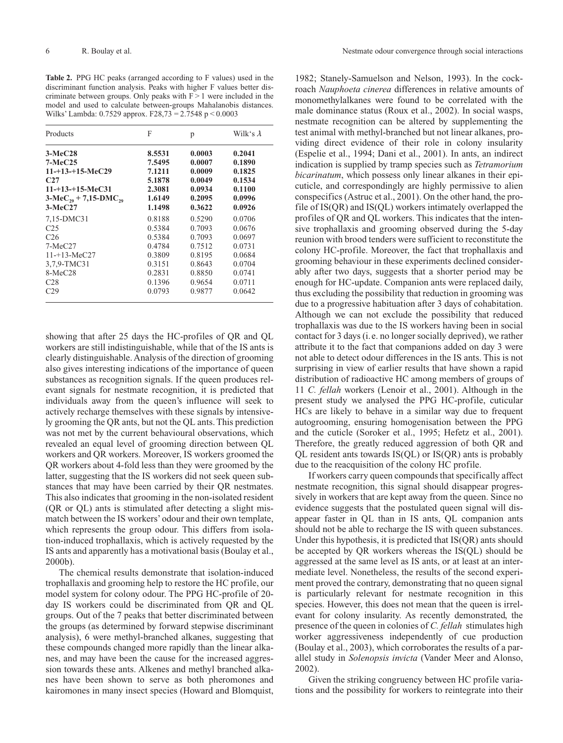**Table 2.** PPG HC peaks (arranged according to F values) used in the discriminant function analysis. Peaks with higher F values better discriminate between groups. Only peaks with F > 1 were included in the model and used to calculate between-groups Mahalanobis distances. Wilks' Lambda: 0.7529 approx. $F_{28,73} = 2.7548$ $p < 0.0003$

| Products | F | p | Wilk's $\lambda$ |
|---|---|---|---|
| **3-MeC28** | **8.5531** | **0.0003** | **0.2041** |
| **7-MeC25** | **7.5495** | **0.0007** | **0.1890** |
| **11-+13-+15-MeC29** | **7.1211** | **0.0009** | **0.1825** |
| **C27** | **5.1878** | **0.0049** | **0.1534** |
| **11-+13-+15-MeC31** | **2.3081** | **0.0934** | **0.1100** |
| **3-MeC$_{29}$ + 7,15-DMC$_{29}$** | **1.6149** | **0.2095** | **0.0996** |
| **3-MeC27** | **1.1498** | **0.3622** | **0.0926** |
| 7,15-DMC31 | 0.8188 | 0.5290 | 0.0706 |
| C25 | 0.5384 | 0.7093 | 0.0676 |
| C26 | 0.5384 | 0.7093 | 0.0697 |
| 7-MeC27 | 0.4784 | 0.7512 | 0.0731 |
| 11-+13-MeC27 | 0.3809 | 0.8195 | 0.0684 |
| 3,7,9-TMC31 | 0.3151 | 0.8643 | 0.0704 |
| 8-MeC28 | 0.2831 | 0.8850 | 0.0741 |
| C28 | 0.1396 | 0.9654 | 0.0711 |
| C29 | 0.0793 | 0.9877 | 0.0642 |

showing that after 25 days the HC-profiles of QR and QL workers are still indistinguishable, while that of the IS ants is clearly distinguishable. Analysis of the direction of grooming also gives interesting indications of the importance of queen substances as recognition signals. If the queen produces relevant signals for nestmate recognition, it is predicted that individuals away from the queen's influence will seek to actively recharge themselves with these signals by intensively grooming the QR ants, but not the QL ants. This prediction was not met by the current behavioural observations, which revealed an equal level of grooming direction between QL workers and QR workers. Moreover, IS workers groomed the QR workers about 4-fold less than they were groomed by the latter, suggesting that the IS workers did not seek queen substances that may have been carried by their QR nestmates. This also indicates that grooming in the non-isolated resident (QR or QL) ants is stimulated after detecting a slight mismatch between the IS workers' odour and their own template, which represents the group odour. This differs from isolation-induced trophallaxis, which is actively requested by the IS ants and apparently has a motivational basis (Boulay et al., 2000b).

The chemical results demonstrate that isolation-induced trophallaxis and grooming help to restore the HC profile, our model system for colony odour. The PPG HC-profile of 20-day IS workers could be discriminated from QR and QL groups. Out of the 7 peaks that better discriminated between the groups (as determined by forward stepwise discriminant analysis), 6 were methyl-branched alkanes, suggesting that these compounds changed more rapidly than the linear alkanes, and may have been the cause for the increased aggression towards these ants. Alkenes and methyl branched alkanes have been shown to serve as both pheromones and kairomones in many insect species (Howard and Blomquist, 1982; Stanely-Samuelson and Nelson, 1993). In the cockroach *Nauphoeta cinerea* differences in relative amounts of monomethylalkanes were found to be correlated with the male dominance status (Roux et al., 2002). In social wasps, nestmate recognition can be altered by supplementing the test animal with methyl-branched but not linear alkanes, providing direct evidence of their role in colony insularity (Espelie et al., 1994; Dani et al., 2001). In ants, an indirect indication is supplied by tramp species such as *Tetramorium bicarinatum*, which possess only linear alkanes in their epicuticle, and correspondingly are highly permissive to alien conspecifics (Astruc et al., 2001). On the other hand, the profile of IS(QR) and IS(QL) workers intimately overlapped the profiles of QR and QL workers. This indicates that the intensive trophallaxis and grooming observed during the 5-day reunion with brood tenders were sufficient to reconstitute the colony HC-profile. Moreover, the fact that trophallaxis and grooming behaviour in these experiments declined considerably after two days, suggests that a shorter period may be enough for HC-update. Companion ants were replaced daily, thus excluding the possibility that reduction in grooming was due to a progressive habituation after 3 days of cohabitation. Although we can not exclude the possibility that reduced trophallaxis was due to the IS workers having been in social contact for 3 days (i. e. no longer socially deprived), we rather attribute it to the fact that companions added on day 3 were not able to detect odour differences in the IS ants. This is not surprising in view of earlier results that have shown a rapid distribution of radioactive HC among members of groups of 11 *C. fellah* workers (Lenoir et al., 2001). Although in the present study we analysed the PPG HC-profile, cuticular HCs are likely to behave in a similar way due to frequent autogrooming, ensuring homogenisation between the PPG and the cuticle (Soroker et al., 1995; Hefetz et al., 2001). Therefore, the greatly reduced aggression of both QR and QL resident ants towards IS(QL) or IS(QR) ants is probably due to the reacquisition of the colony HC profile.

If workers carry queen compounds that specifically affect nestmate recognition, this signal should disappear progressively in workers that are kept away from the queen. Since no evidence suggests that the postulated queen signal will disappear faster in QL than in IS ants, QL companion ants should not be able to recharge the IS with queen substances. Under this hypothesis, it is predicted that IS(QR) ants should be accepted by QR workers whereas the IS(QL) should be aggressed at the same level as IS ants, or at least at an intermediate level. Nonetheless, the results of the second experiment proved the contrary, demonstrating that no queen signal is particularly relevant for nestmate recognition in this species. However, this does not mean that the queen is irrelevant for colony insularity. As recently demonstrated, the presence of the queen in colonies of *C. fellah* stimulates high worker aggressiveness independently of cue production (Boulay et al., 2003), which corroborates the results of a parallel study in *Solenopsis invicta* (Vander Meer and Alonso, 2002).

Given the striking congruency between HC profile variations and the possibility for workers to reintegrate into their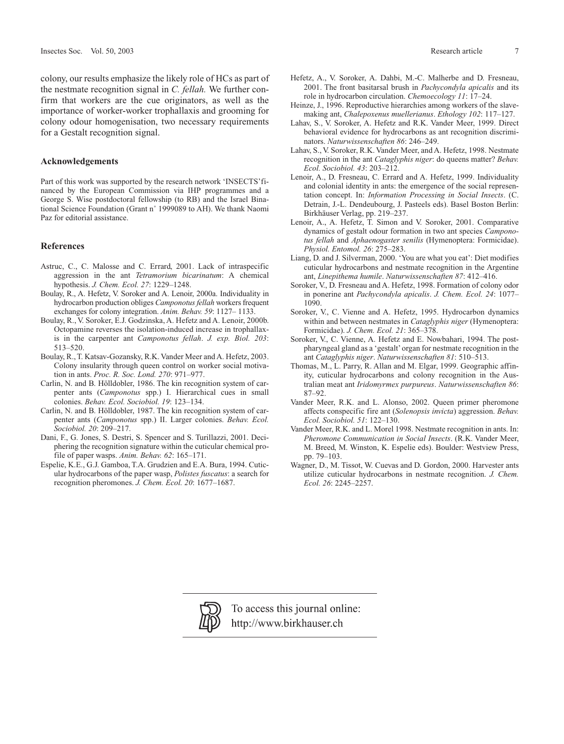colony, our results emphasize the likely role of HCs as part of the nestmate recognition signal in *C. fellah.* We further confirm that workers are the cue originators, as well as the importance of worker-worker trophallaxis and grooming for colony odour homogenisation, two necessary requirements for a Gestalt recognition signal.

### Acknowledgements

Part of this work was supported by the research network 'INSECTS' financed by the European Commission via IHP programmes and a George S. Wise postdoctoral fellowship (to RB) and the Israel Binational Science Foundation (Grant n° 1999089 to AH). We thank Naomi Paz for editorial assistance.

### References

Astruc, C., C. Malosse and C. Errard, 2001. Lack of intraspecific aggression in the ant *Tetramorium bicarinatum*: A chemical hypothesis. *J. Chem. Ecol. 27*: 1229–1248.

Boulay, R., A. Hefetz, V. Soroker and A. Lenoir, 2000a. Individuality in hydrocarbon production obliges *Camponotus fellah* workers frequent exchanges for colony integration. *Anim. Behav. 59*: 1127– 1133.

Boulay, R., V. Soroker, E.J. Godzinska, A. Hefetz and A. Lenoir, 2000b. Octopamine reverses the isolation-induced increase in trophallaxis in the carpenter ant *Camponotus fellah*. *J. exp. Biol. 203*: 513–520.

Boulay, R., T. Katsav-Gozansky, R.K. Vander Meer and A. Hefetz, 2003. Colony insularity through queen control on worker social motivation in ants. *Proc. R. Soc. Lond. 270*: 971–977.

Carlin, N. and B. Hölldobler, 1986. The kin recognition system of carpenter ants (*Camponotus* spp.) I. Hierarchical cues in small colonies. *Behav. Ecol. Sociobiol. 19*: 123–134.

Carlin, N. and B. Hölldobler, 1987. The kin recognition system of carpenter ants (*Camponotus* spp.) II. Larger colonies. *Behav. Ecol. Sociobiol. 20*: 209–217.

Dani, F., G. Jones, S. Destri, S. Spencer and S. Turillazzi, 2001. Deciphering the recognition signature within the cuticular chemical profile of paper wasps. *Anim. Behav. 62*: 165–171.

Espelie, K.E., G.J. Gamboa, T.A. Grudzien and E.A. Bura, 1994. Cuticular hydrocarbons of the paper wasp, *Polistes fuscatus*: a search for recognition pheromones. *J. Chem. Ecol. 20*: 1677–1687.

Hefetz, A., V. Soroker, A. Dahbi, M.-C. Malherbe and D. Fresneau, 2001. The front basitarsal brush in *Pachycondyla apicalis* and its role in hydrocarbon circulation. *Chemoecology 11*: 17–24.

Heinze, J., 1996. Reproductive hierarchies among workers of the slave-making ant, *Chalepoxenus muellerianus*. *Ethology 102*: 117–127.

Lahav, S., V. Soroker, A. Hefetz and R.K. Vander Meer, 1999. Direct behavioral evidence for hydrocarbons as ant recognition discriminators. *Naturwissenschaften 86*: 246–249.

Lahav, S., V. Soroker, R.K. Vander Meer, and A. Hefetz, 1998. Nestmate recognition in the ant *Cataglyphis niger*: do queens matter? *Behav. Ecol. Sociobiol. 43*: 203–212.

Lenoir, A., D. Fresneau, C. Errard and A. Hefetz, 1999. Individuality and colonial identity in ants: the emergence of the social representation concept. In: *Information Processing in Social Insects*. (C. Detrain, J.-L. Dendeubourg, J. Pasteels eds). Basel Boston Berlin: Birkhäuser Verlag, pp. 219–237.

Lenoir, A., A. Hefetz, T. Simon and V. Soroker, 2001. Comparative dynamics of gestalt odour formation in two ant species *Camponotus fellah* and *Aphaenogaster senilis* (Hymenoptera: Formicidae). *Physiol. Entomol. 26*: 275–283.

Liang, D. and J. Silverman, 2000. 'You are what you eat': Diet modifies cuticular hydrocarbons and nestmate recognition in the Argentine ant, *Linepithema humile*. *Naturwissenschaften 87*: 412–416.

Soroker, V., D. Fresneau and A. Hefetz, 1998. Formation of colony odor in ponerine ant *Pachycondyla apicalis*. *J. Chem. Ecol. 24*: 1077–1090.

Soroker, V., C. Vienne and A. Hefetz, 1995. Hydrocarbon dynamics within and between nestmates in *Cataglyphis niger* (Hymenoptera: Formicidae). *J. Chem. Ecol. 21*: 365–378.

Soroker, V., C. Vienne, A. Hefetz and E. Nowbahari, 1994. The postpharyngeal gland as a 'gestalt' organ for nestmate recognition in the ant *Cataglyphis niger*. *Naturwissenschaften 81*: 510–513.

Thomas, M., L. Parry, R. Allan and M. Elgar, 1999. Geographic affinity, cuticular hydrocarbons and colony recognition in the Australian meat ant *Iridomyrmex purpureus*. *Naturwissenschaften 86*: 87–92.

Vander Meer, R.K. and L. Alonso, 2002. Queen primer pheromone affects conspecific fire ant (*Solenopsis invicta*) aggression. *Behav. Ecol. Sociobiol. 51*: 122–130.

Vander Meer, R.K. and L. Morel 1998. Nestmate recognition in ants. In: *Pheromone Communication in Social Insects*. (R.K. Vander Meer, M. Breed, M. Winston, K. Espelie eds). Boulder: Westview Press, pp. 79–103.

Wagner, D., M. Tissot, W. Cuevas and D. Gordon, 2000. Harvester ants utilize cuticular hydrocarbons in nestmate recognition. *J. Chem. Ecol. 26*: 2245–2257.

To access this journal online:
http://www.birkhauser.ch